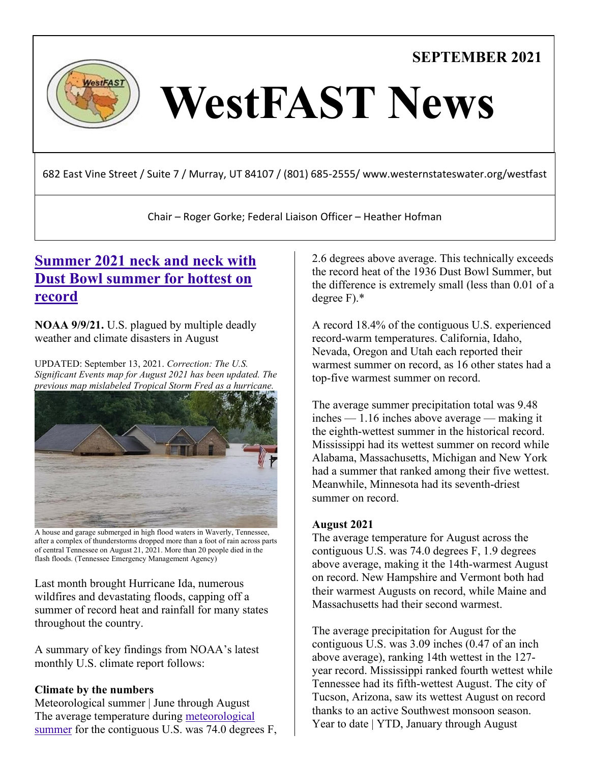**SEPTEMBER 2021**

# WestFAST News

682 East Vine Street / Suite 7 / Murray, UT 84107 / (801) 685-2555/ www.westernstateswater.org/westfast

Chair – Roger Gorke; Federal Liaison Officer – Heather Hofman

## Summer 2021 neck and neck with Dust Bowl summer for hottest on record

**NOAA 9/9/21.** U.S. plagued by multiple deadly weather and climate disasters in August

UPDATED: September 13, 2021. *Correction: The U.S. Significant Events map for August 2021 has been updated. The previous map mislabeled Tropical Storm Fred as a hurricane.*

A house and garage submerged in high flood waters in Waverly, Tennessee, after a complex of thunderstorms dropped more than a foot of rain across parts of central Tennessee on August 21, 2021. More than 20 people died in the flash floods. (Tennessee Emergency Management Agency)

Last month brought Hurricane Ida, numerous wildfires and devastating floods, capping off a summer of record heat and rainfall for many states throughout the country.

A summary of key findings from NOAA's latest monthly U.S. climate report follows:

### Climate by the numbers

Meteorological summer | June through August

The average temperature during meteorological summer for the contiguous U.S. was 74.0 degrees F, 2.6 degrees above average. This technically exceeds the record heat of the 1936 Dust Bowl Summer, but the difference is extremely small (less than 0.01 of a degree F).*

A record 18.4% of the contiguous U.S. experienced record-warm temperatures. California, Idaho, Nevada, Oregon and Utah each reported their warmest summer on record, as 16 other states had a top-five warmest summer on record.

The average summer precipitation total was 9.48 inches — 1.16 inches above average — making it the eighth-wettest summer in the historical record. Mississippi had its wettest summer on record while Alabama, Massachusetts, Michigan and New York had a summer that ranked among their five wettest. Meanwhile, Minnesota had its seventh-driest summer on record.

### August 2021

The average temperature for August across the contiguous U.S. was 74.0 degrees F, 1.9 degrees above average, making it the 14th-warmest August on record. New Hampshire and Vermont both had their warmest Augusts on record, while Maine and Massachusetts had their second warmest.

The average precipitation for August for the contiguous U.S. was 3.09 inches (0.47 of an inch above average), ranking 14th wettest in the 127-year record. Mississippi ranked fourth wettest while Tennessee had its fifth-wettest August. The city of Tucson, Arizona, saw its wettest August on record thanks to an active Southwest monsoon season.

Year to date | YTD, January through August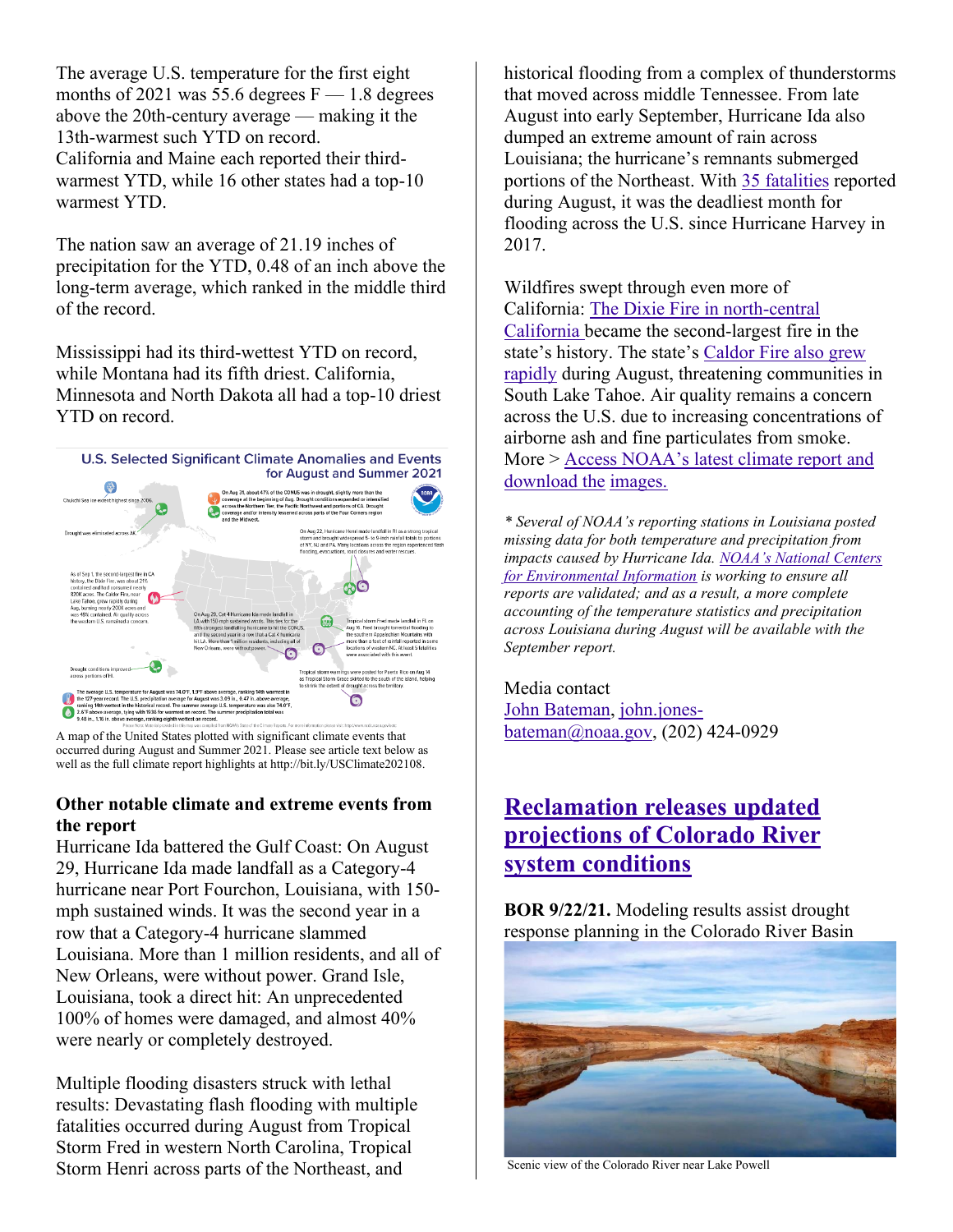The average U.S. temperature for the first eight months of 2021 was 55.6 degrees F — 1.8 degrees above the 20th-century average — making it the 13th-warmest such YTD on record. California and Maine each reported their third-warmest YTD, while 16 other states had a top-10 warmest YTD.

The nation saw an average of 21.19 inches of precipitation for the YTD, 0.48 of an inch above the long-term average, which ranked in the middle third of the record.

Mississippi had its third-wettest YTD on record, while Montana had its fifth driest. California, Minnesota and North Dakota all had a top-10 driest YTD on record.

A map of the United States plotted with significant climate events that occurred during August and Summer 2021. Please see article text below as well as the full climate report highlights at http://bit.ly/USClimate202108.

**Other notable climate and extreme events from the report**

Hurricane Ida battered the Gulf Coast: On August 29, Hurricane Ida made landfall as a Category-4 hurricane near Port Fourchon, Louisiana, with 150-mph sustained winds. It was the second year in a row that a Category-4 hurricane slammed Louisiana. More than 1 million residents, and all of New Orleans, were without power. Grand Isle, Louisiana, took a direct hit: An unprecedented 100% of homes were damaged, and almost 40% were nearly or completely destroyed.

Multiple flooding disasters struck with lethal results: Devastating flash flooding with multiple fatalities occurred during August from Tropical Storm Fred in western North Carolina, Tropical Storm Henri across parts of the Northeast, and historical flooding from a complex of thunderstorms that moved across middle Tennessee. From late August into early September, Hurricane Ida also dumped an extreme amount of rain across Louisiana; the hurricane's remnants submerged portions of the Northeast. With 35 fatalities reported during August, it was the deadliest month for flooding across the U.S. since Hurricane Harvey in 2017.

Wildfires swept through even more of California: The Dixie Fire in north-central California became the second-largest fire in the state's history. The state's Caldor Fire also grew rapidly during August, threatening communities in South Lake Tahoe. Air quality remains a concern across the U.S. due to increasing concentrations of airborne ash and fine particulates from smoke. More > Access NOAA's latest climate report and download the images.

*\* Several of NOAA's reporting stations in Louisiana posted missing data for both temperature and precipitation from impacts caused by Hurricane Ida. NOAA's National Centers for Environmental Information is working to ensure all reports are validated; and as a result, a more complete accounting of the temperature statistics and precipitation across Louisiana during August will be available with the September report.*

Media contact
John Bateman, john.jones-bateman@noaa.gov, (202) 424-0929

## Reclamation releases updated projections of Colorado River system conditions

**BOR 9/22/21.** Modeling results assist drought response planning in the Colorado River Basin

Scenic view of the Colorado River near Lake Powell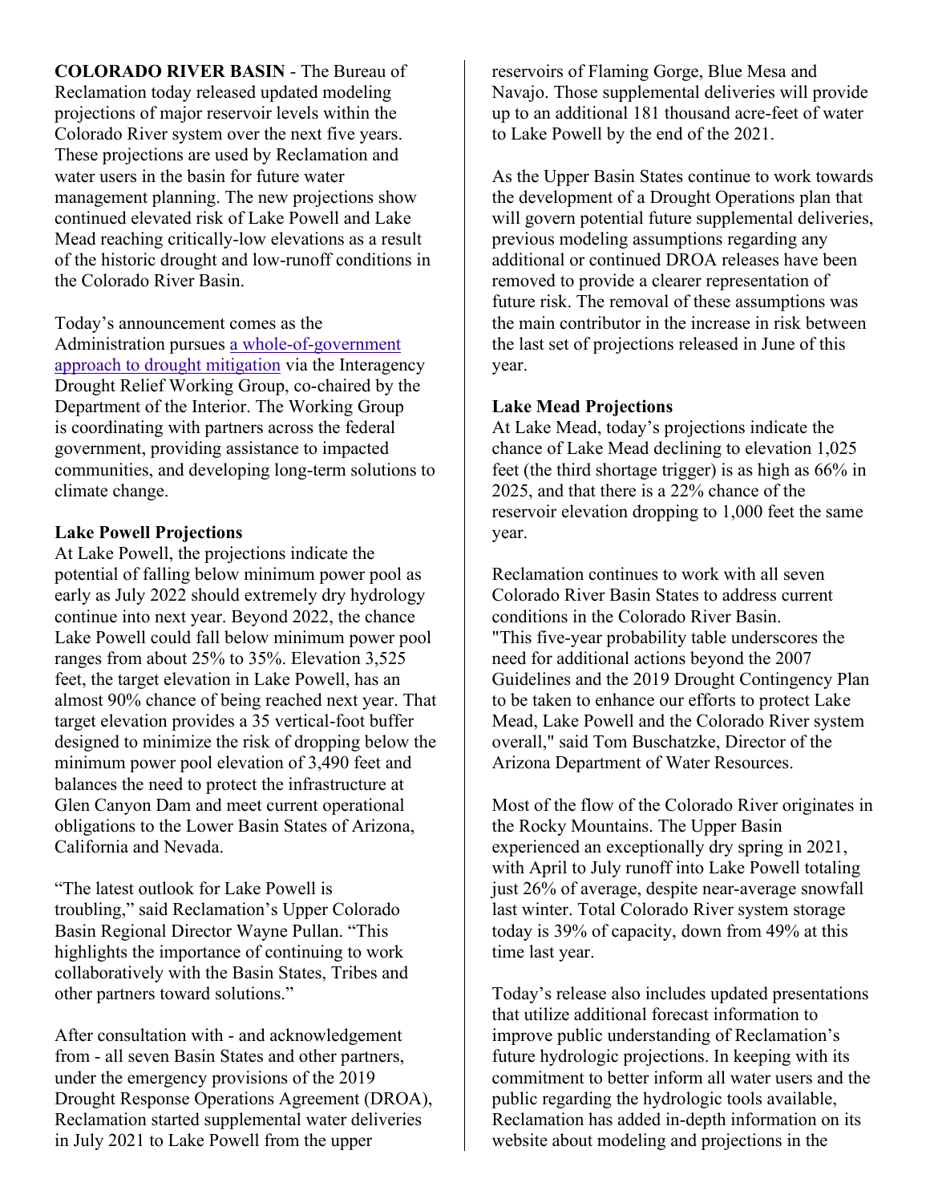**COLORADO RIVER BASIN** - The Bureau of Reclamation today released updated modeling projections of major reservoir levels within the Colorado River system over the next five years. These projections are used by Reclamation and water users in the basin for future water management planning. The new projections show continued elevated risk of Lake Powell and Lake Mead reaching critically-low elevations as a result of the historic drought and low-runoff conditions in the Colorado River Basin.

Today's announcement comes as the Administration pursues [a whole-of-government approach to drought mitigation](#) via the Interagency Drought Relief Working Group, co-chaired by the Department of the Interior. The Working Group is coordinating with partners across the federal government, providing assistance to impacted communities, and developing long-term solutions to climate change.

**Lake Powell Projections**

At Lake Powell, the projections indicate the potential of falling below minimum power pool as early as July 2022 should extremely dry hydrology continue into next year. Beyond 2022, the chance Lake Powell could fall below minimum power pool ranges from about 25% to 35%. Elevation 3,525 feet, the target elevation in Lake Powell, has an almost 90% chance of being reached next year. That target elevation provides a 35 vertical-foot buffer designed to minimize the risk of dropping below the minimum power pool elevation of 3,490 feet and balances the need to protect the infrastructure at Glen Canyon Dam and meet current operational obligations to the Lower Basin States of Arizona, California and Nevada.

"The latest outlook for Lake Powell is troubling," said Reclamation's Upper Colorado Basin Regional Director Wayne Pullan. "This highlights the importance of continuing to work collaboratively with the Basin States, Tribes and other partners toward solutions."

After consultation with - and acknowledgement from - all seven Basin States and other partners, under the emergency provisions of the 2019 Drought Response Operations Agreement (DROA), Reclamation started supplemental water deliveries in July 2021 to Lake Powell from the upper reservoirs of Flaming Gorge, Blue Mesa and Navajo. Those supplemental deliveries will provide up to an additional 181 thousand acre-feet of water to Lake Powell by the end of the 2021.

As the Upper Basin States continue to work towards the development of a Drought Operations plan that will govern potential future supplemental deliveries, previous modeling assumptions regarding any additional or continued DROA releases have been removed to provide a clearer representation of future risk. The removal of these assumptions was the main contributor in the increase in risk between the last set of projections released in June of this year.

**Lake Mead Projections**

At Lake Mead, today's projections indicate the chance of Lake Mead declining to elevation 1,025 feet (the third shortage trigger) is as high as 66% in 2025, and that there is a 22% chance of the reservoir elevation dropping to 1,000 feet the same year.

Reclamation continues to work with all seven Colorado River Basin States to address current conditions in the Colorado River Basin. "This five-year probability table underscores the need for additional actions beyond the 2007 Guidelines and the 2019 Drought Contingency Plan to be taken to enhance our efforts to protect Lake Mead, Lake Powell and the Colorado River system overall," said Tom Buschatzke, Director of the Arizona Department of Water Resources.

Most of the flow of the Colorado River originates in the Rocky Mountains. The Upper Basin experienced an exceptionally dry spring in 2021, with April to July runoff into Lake Powell totaling just 26% of average, despite near-average snowfall last winter. Total Colorado River system storage today is 39% of capacity, down from 49% at this time last year.

Today's release also includes updated presentations that utilize additional forecast information to improve public understanding of Reclamation's future hydrologic projections. In keeping with its commitment to better inform all water users and the public regarding the hydrologic tools available, Reclamation has added in-depth information on its website about modeling and projections in the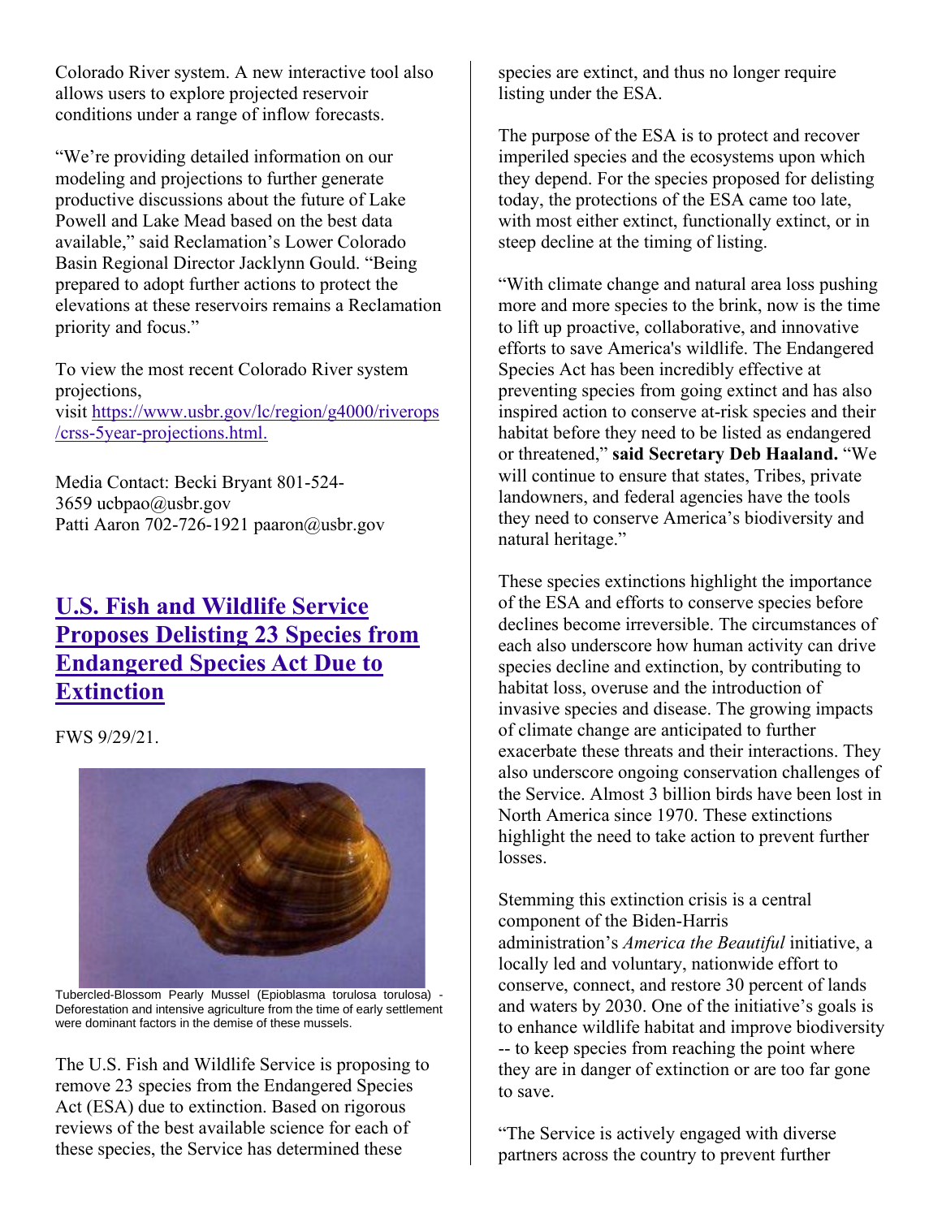Colorado River system. A new interactive tool also allows users to explore projected reservoir conditions under a range of inflow forecasts.

"We're providing detailed information on our modeling and projections to further generate productive discussions about the future of Lake Powell and Lake Mead based on the best data available," said Reclamation's Lower Colorado Basin Regional Director Jacklynn Gould. "Being prepared to adopt further actions to protect the elevations at these reservoirs remains a Reclamation priority and focus."

To view the most recent Colorado River system projections, visit https://www.usbr.gov/lc/region/g4000/riverops/crss-5year-projections.html.

Media Contact: Becki Bryant 801-524-3659 ucbpao@usbr.gov
Patti Aaron 702-726-1921 paaron@usbr.gov

## U.S. Fish and Wildlife Service Proposes Delisting 23 Species from Endangered Species Act Due to Extinction

FWS 9/29/21.

Tubercled-Blossom Pearly Mussel (Epioblasma torulosa torulosa) - Deforestation and intensive agriculture from the time of early settlement were dominant factors in the demise of these mussels.

The U.S. Fish and Wildlife Service is proposing to remove 23 species from the Endangered Species Act (ESA) due to extinction. Based on rigorous reviews of the best available science for each of these species, the Service has determined these species are extinct, and thus no longer require listing under the ESA.

The purpose of the ESA is to protect and recover imperiled species and the ecosystems upon which they depend. For the species proposed for delisting today, the protections of the ESA came too late, with most either extinct, functionally extinct, or in steep decline at the timing of listing.

"With climate change and natural area loss pushing more and more species to the brink, now is the time to lift up proactive, collaborative, and innovative efforts to save America's wildlife. The Endangered Species Act has been incredibly effective at preventing species from going extinct and has also inspired action to conserve at-risk species and their habitat before they need to be listed as endangered or threatened," **said Secretary Deb Haaland.** "We will continue to ensure that states, Tribes, private landowners, and federal agencies have the tools they need to conserve America's biodiversity and natural heritage."

These species extinctions highlight the importance of the ESA and efforts to conserve species before declines become irreversible. The circumstances of each also underscore how human activity can drive species decline and extinction, by contributing to habitat loss, overuse and the introduction of invasive species and disease. The growing impacts of climate change are anticipated to further exacerbate these threats and their interactions. They also underscore ongoing conservation challenges of the Service. Almost 3 billion birds have been lost in North America since 1970. These extinctions highlight the need to take action to prevent further losses.

Stemming this extinction crisis is a central component of the Biden-Harris administration's *America the Beautiful* initiative, a locally led and voluntary, nationwide effort to conserve, connect, and restore 30 percent of lands and waters by 2030. One of the initiative's goals is to enhance wildlife habitat and improve biodiversity -- to keep species from reaching the point where they are in danger of extinction or are too far gone to save.

"The Service is actively engaged with diverse partners across the country to prevent further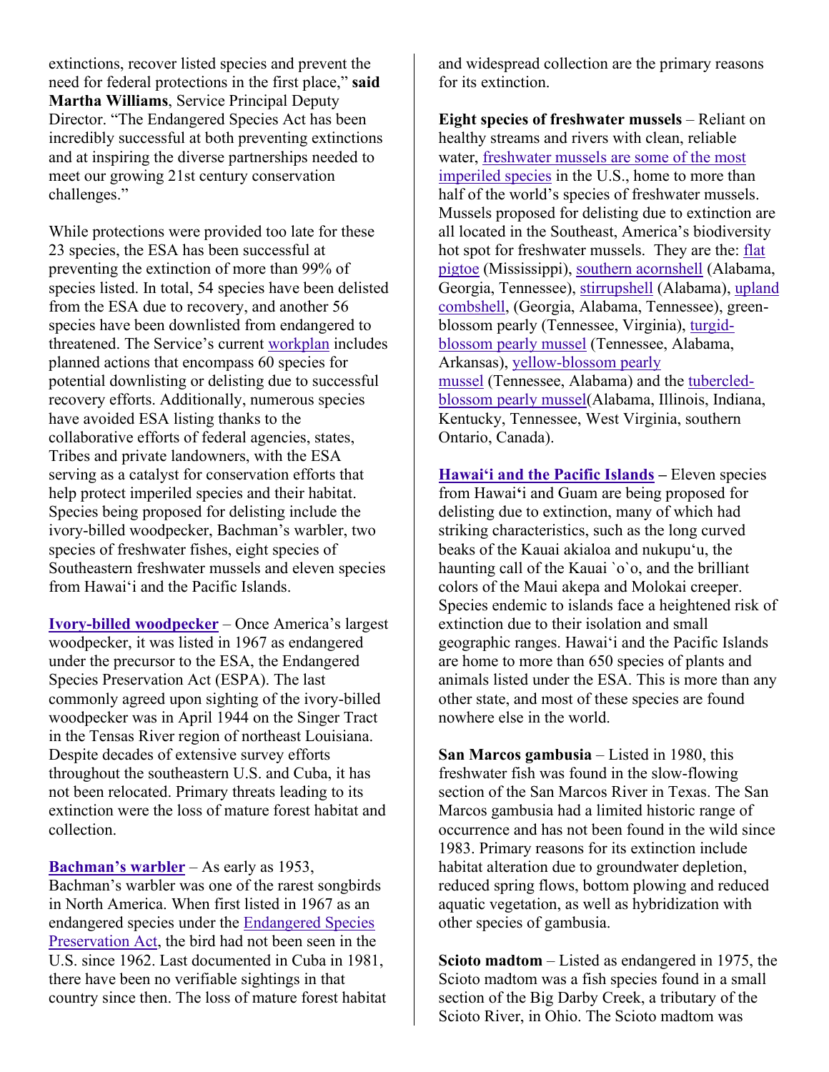extinctions, recover listed species and prevent the need for federal protections in the first place," **said Martha Williams**, Service Principal Deputy Director. "The Endangered Species Act has been incredibly successful at both preventing extinctions and at inspiring the diverse partnerships needed to meet our growing 21st century conservation challenges."

While protections were provided too late for these 23 species, the ESA has been successful at preventing the extinction of more than 99% of species listed. In total, 54 species have been delisted from the ESA due to recovery, and another 56 species have been downlisted from endangered to threatened. The Service's current workplan includes planned actions that encompass 60 species for potential downlisting or delisting due to successful recovery efforts. Additionally, numerous species have avoided ESA listing thanks to the collaborative efforts of federal agencies, states, Tribes and private landowners, with the ESA serving as a catalyst for conservation efforts that help protect imperiled species and their habitat. Species being proposed for delisting include the ivory-billed woodpecker, Bachman's warbler, two species of freshwater fishes, eight species of Southeastern freshwater mussels and eleven species from Hawaiʻi and the Pacific Islands.

**Ivory-billed woodpecker** – Once America's largest woodpecker, it was listed in 1967 as endangered under the precursor to the ESA, the Endangered Species Preservation Act (ESPA). The last commonly agreed upon sighting of the ivory-billed woodpecker was in April 1944 on the Singer Tract in the Tensas River region of northeast Louisiana. Despite decades of extensive survey efforts throughout the southeastern U.S. and Cuba, it has not been relocated. Primary threats leading to its extinction were the loss of mature forest habitat and collection.

**Bachman's warbler** – As early as 1953, Bachman's warbler was one of the rarest songbirds in North America. When first listed in 1967 as an endangered species under the Endangered Species Preservation Act, the bird had not been seen in the U.S. since 1962. Last documented in Cuba in 1981, there have been no verifiable sightings in that country since then. The loss of mature forest habitat and widespread collection are the primary reasons for its extinction.

**Eight species of freshwater mussels** – Reliant on healthy streams and rivers with clean, reliable water, freshwater mussels are some of the most imperiled species in the U.S., home to more than half of the world's species of freshwater mussels. Mussels proposed for delisting due to extinction are all located in the Southeast, America's biodiversity hot spot for freshwater mussels. They are the: flat pigtoe (Mississippi), southern acornshell (Alabama, Georgia, Tennessee), stirrupshell (Alabama), upland combshell, (Georgia, Alabama, Tennessee), green-blossom pearly (Tennessee, Virginia), turgid-blossom pearly mussel (Tennessee, Alabama, Arkansas), yellow-blossom pearly mussel (Tennessee, Alabama) and the tubercled-blossom pearly mussel(Alabama, Illinois, Indiana, Kentucky, Tennessee, West Virginia, southern Ontario, Canada).

**Hawaiʻi and the Pacific Islands** – Eleven species from Hawaiʻi and Guam are being proposed for delisting due to extinction, many of which had striking characteristics, such as the long curved beaks of the Kauai akialoa and nukupuʻu, the haunting call of the Kauai \`o\`o, and the brilliant colors of the Maui akepa and Molokai creeper. Species endemic to islands face a heightened risk of extinction due to their isolation and small geographic ranges. Hawaiʻi and the Pacific Islands are home to more than 650 species of plants and animals listed under the ESA. This is more than any other state, and most of these species are found nowhere else in the world.

**San Marcos gambusia** – Listed in 1980, this freshwater fish was found in the slow-flowing section of the San Marcos River in Texas. The San Marcos gambusia had a limited historic range of occurrence and has not been found in the wild since 1983. Primary reasons for its extinction include habitat alteration due to groundwater depletion, reduced spring flows, bottom plowing and reduced aquatic vegetation, as well as hybridization with other species of gambusia.

**Scioto madtom** – Listed as endangered in 1975, the Scioto madtom was a fish species found in a small section of the Big Darby Creek, a tributary of the Scioto River, in Ohio. The Scioto madtom was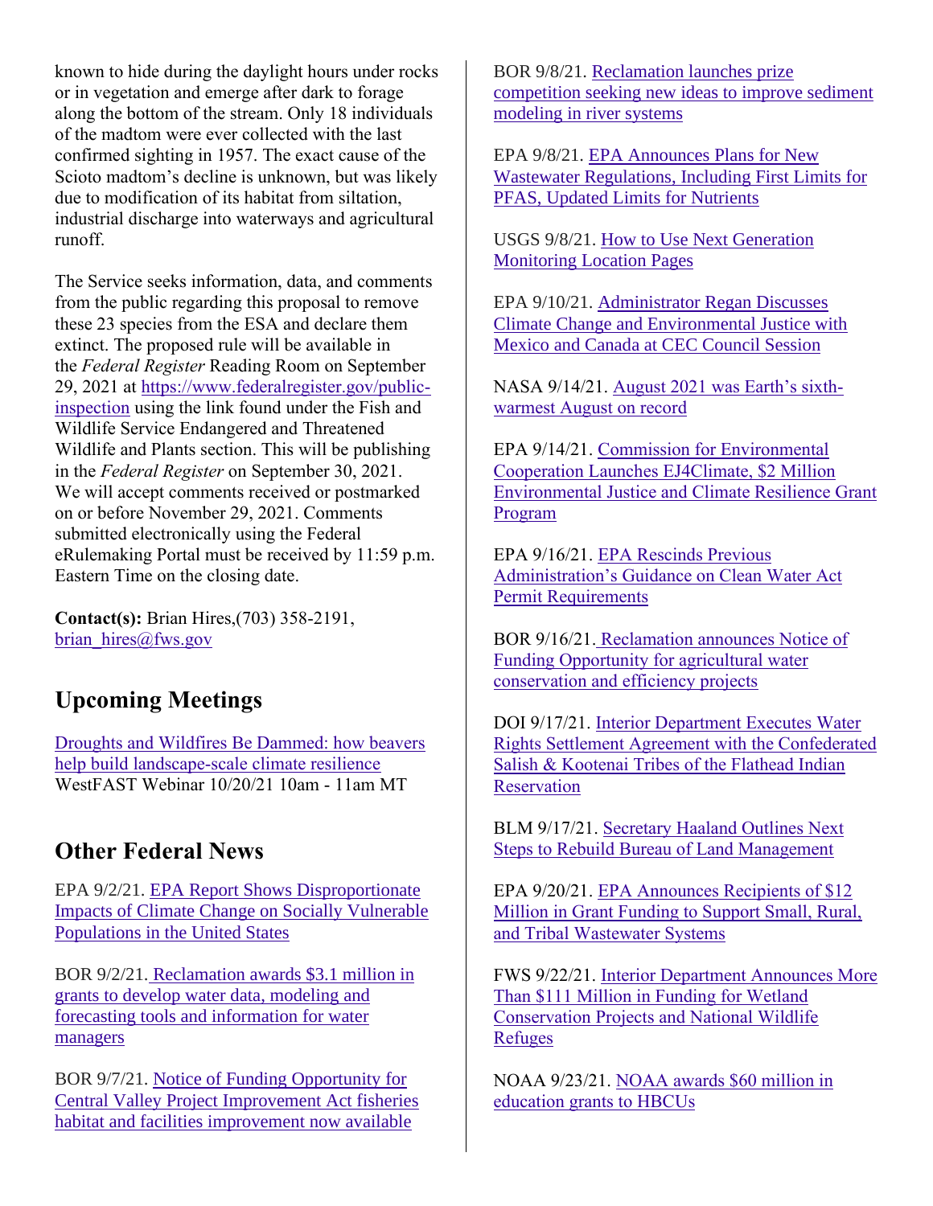known to hide during the daylight hours under rocks or in vegetation and emerge after dark to forage along the bottom of the stream. Only 18 individuals of the madtom were ever collected with the last confirmed sighting in 1957. The exact cause of the Scioto madtom's decline is unknown, but was likely due to modification of its habitat from siltation, industrial discharge into waterways and agricultural runoff.

The Service seeks information, data, and comments from the public regarding this proposal to remove these 23 species from the ESA and declare them extinct. The proposed rule will be available in the *Federal Register* Reading Room on September 29, 2021 at https://www.federalregister.gov/public-inspection using the link found under the Fish and Wildlife Service Endangered and Threatened Wildlife and Plants section. This will be publishing in the *Federal Register* on September 30, 2021. We will accept comments received or postmarked on or before November 29, 2021. Comments submitted electronically using the Federal eRulemaking Portal must be received by 11:59 p.m. Eastern Time on the closing date.

**Contact(s):** Brian Hires,(703) 358-2191, brian_hires@fws.gov

## Upcoming Meetings

Droughts and Wildfires Be Dammed: how beavers help build landscape-scale climate resilience
WestFAST Webinar 10/20/21 10am - 11am MT

## Other Federal News

EPA 9/2/21. EPA Report Shows Disproportionate Impacts of Climate Change on Socially Vulnerable Populations in the United States

BOR 9/2/21. Reclamation awards $3.1 million in grants to develop water data, modeling and forecasting tools and information for water managers

BOR 9/7/21. Notice of Funding Opportunity for Central Valley Project Improvement Act fisheries habitat and facilities improvement now available

BOR 9/8/21. Reclamation launches prize competition seeking new ideas to improve sediment modeling in river systems

EPA 9/8/21. EPA Announces Plans for New Wastewater Regulations, Including First Limits for PFAS, Updated Limits for Nutrients

USGS 9/8/21. How to Use Next Generation Monitoring Location Pages

EPA 9/10/21. Administrator Regan Discusses Climate Change and Environmental Justice with Mexico and Canada at CEC Council Session

NASA 9/14/21. August 2021 was Earth's sixth-warmest August on record

EPA 9/14/21. Commission for Environmental Cooperation Launches EJ4Climate, $2 Million Environmental Justice and Climate Resilience Grant Program

EPA 9/16/21. EPA Rescinds Previous Administration's Guidance on Clean Water Act Permit Requirements

BOR 9/16/21. Reclamation announces Notice of Funding Opportunity for agricultural water conservation and efficiency projects

DOI 9/17/21. Interior Department Executes Water Rights Settlement Agreement with the Confederated Salish & Kootenai Tribes of the Flathead Indian Reservation

BLM 9/17/21. Secretary Haaland Outlines Next Steps to Rebuild Bureau of Land Management

EPA 9/20/21. EPA Announces Recipients of $12 Million in Grant Funding to Support Small, Rural, and Tribal Wastewater Systems

FWS 9/22/21. Interior Department Announces More Than $111 Million in Funding for Wetland Conservation Projects and National Wildlife Refuges

NOAA 9/23/21. NOAA awards $60 million in education grants to HBCUs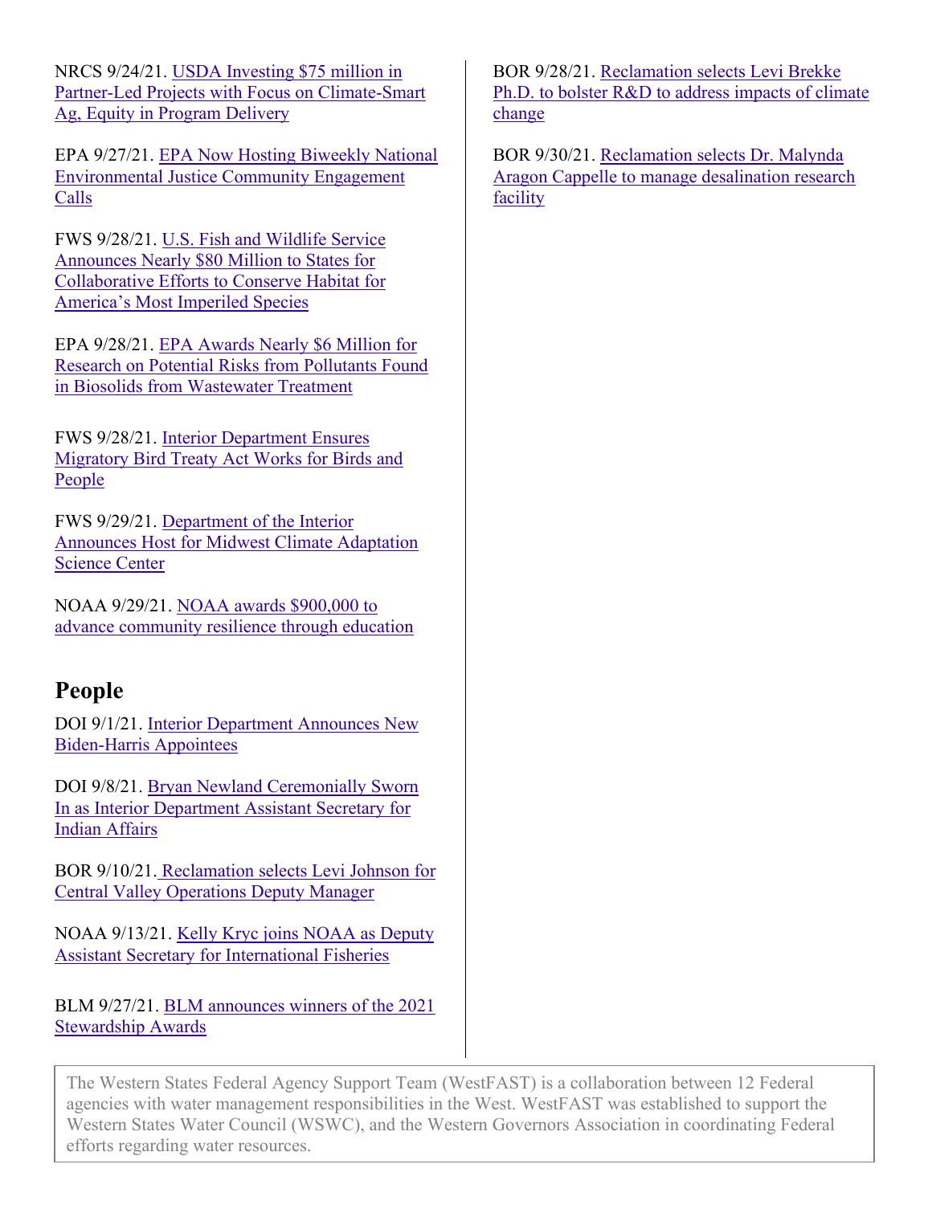NRCS 9/24/21. USDA Investing $75 million in Partner-Led Projects with Focus on Climate-Smart Ag, Equity in Program Delivery

EPA 9/27/21. EPA Now Hosting Biweekly National Environmental Justice Community Engagement Calls

FWS 9/28/21. U.S. Fish and Wildlife Service Announces Nearly $80 Million to States for Collaborative Efforts to Conserve Habitat for America's Most Imperiled Species

EPA 9/28/21. EPA Awards Nearly $6 Million for Research on Potential Risks from Pollutants Found in Biosolids from Wastewater Treatment

FWS 9/28/21. Interior Department Ensures Migratory Bird Treaty Act Works for Birds and People

FWS 9/29/21. Department of the Interior Announces Host for Midwest Climate Adaptation Science Center

NOAA 9/29/21. NOAA awards $900,000 to advance community resilience through education

## People

DOI 9/1/21. Interior Department Announces New Biden-Harris Appointees

DOI 9/8/21. Bryan Newland Ceremonially Sworn In as Interior Department Assistant Secretary for Indian Affairs

BOR 9/10/21. Reclamation selects Levi Johnson for Central Valley Operations Deputy Manager

NOAA 9/13/21. Kelly Kryc joins NOAA as Deputy Assistant Secretary for International Fisheries

BLM 9/27/21. BLM announces winners of the 2021 Stewardship Awards

BOR 9/28/21. Reclamation selects Levi Brekke Ph.D. to bolster R&D to address impacts of climate change

BOR 9/30/21. Reclamation selects Dr. Malynda Aragon Cappelle to manage desalination research facility

The Western States Federal Agency Support Team (WestFAST) is a collaboration between 12 Federal agencies with water management responsibilities in the West. WestFAST was established to support the Western States Water Council (WSWC), and the Western Governors Association in coordinating Federal efforts regarding water resources.